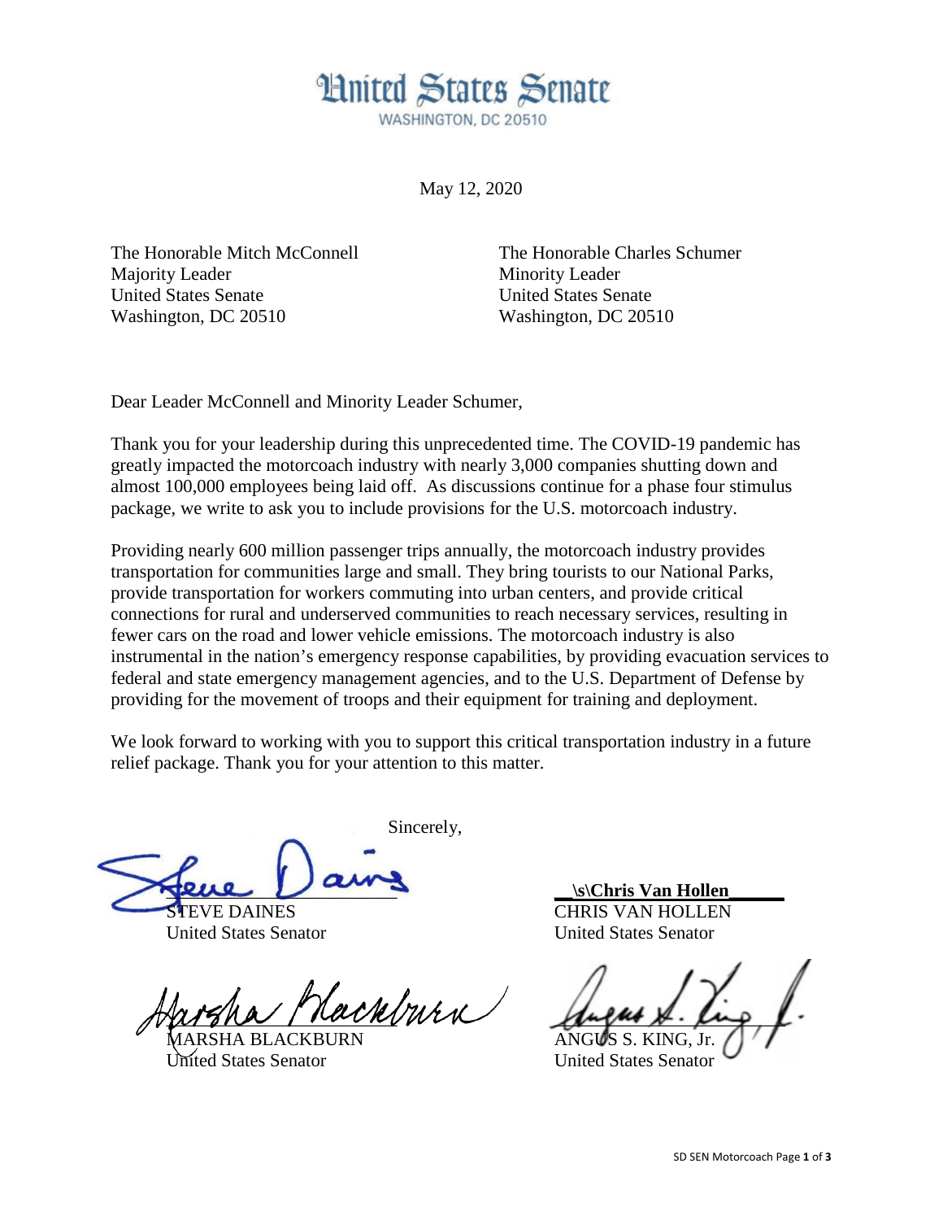# United States Senate

WASHINGTON, DC 20510

May 12, 2020

The Honorable Mitch McConnell
Majority Leader
United States Senate
Washington, DC 20510

The Honorable Charles Schumer
Minority Leader
United States Senate
Washington, DC 20510

Dear Leader McConnell and Minority Leader Schumer,

Thank you for your leadership during this unprecedented time. The COVID-19 pandemic has greatly impacted the motorcoach industry with nearly 3,000 companies shutting down and almost 100,000 employees being laid off. As discussions continue for a phase four stimulus package, we write to ask you to include provisions for the U.S. motorcoach industry.

Providing nearly 600 million passenger trips annually, the motorcoach industry provides transportation for communities large and small. They bring tourists to our National Parks, provide transportation for workers commuting into urban centers, and provide critical connections for rural and underserved communities to reach necessary services, resulting in fewer cars on the road and lower vehicle emissions. The motorcoach industry is also instrumental in the nation's emergency response capabilities, by providing evacuation services to federal and state emergency management agencies, and to the U.S. Department of Defense by providing for the movement of troops and their equipment for training and deployment.

We look forward to working with you to support this critical transportation industry in a future relief package. Thank you for your attention to this matter.

Sincerely,

STEVE DAINES
United States Senator

**\s\Chris Van Hollen**
CHRIS VAN HOLLEN
United States Senator

MARSHA BLACKBURN
United States Senator

ANGUS S. KING, Jr.
United States Senator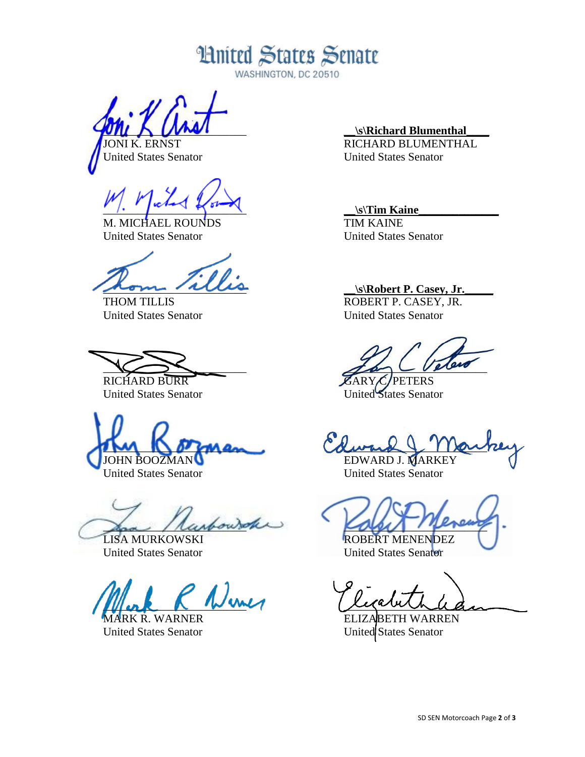# United States Senate

WASHINGTON, DC 20510

JONI K. ERNST
United States Senator

**\s\Richard Blumenthal**
RICHARD BLUMENTHAL
United States Senator

M. MICHAEL ROUNDS
United States Senator

**\s\Tim Kaine**
TIM KAINE
United States Senator

THOM TILLIS
United States Senator

**\s\Robert P. Casey, Jr.**
ROBERT P. CASEY, JR.
United States Senator

RICHARD BURR
United States Senator

GARY C. PETERS
United States Senator

JOHN BOOZMAN
United States Senator

EDWARD J. MARKEY
United States Senator

LISA MURKOWSKI
United States Senator

ROBERT MENENDEZ
United States Senator

MARK R. WARNER
United States Senator

ELIZABETH WARREN
United States Senator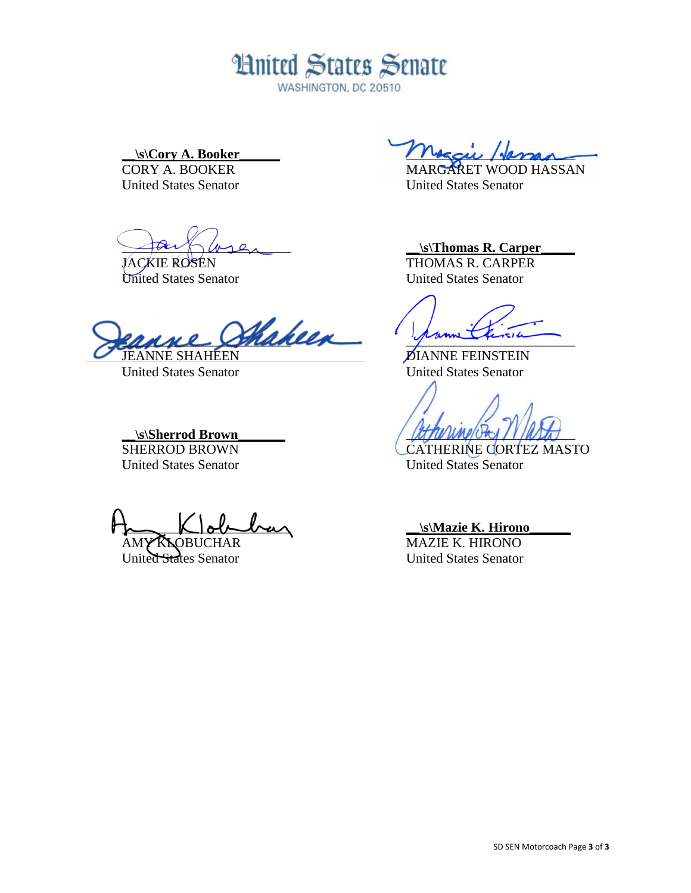# United States Senate

WASHINGTON, DC 20510

__\s\Cory A. Booker______
CORY A. BOOKER
United States Senator

MARGARET WOOD HASSAN
United States Senator

JACKIE ROSEN
United States Senator

__\s\Thomas R. Carper_____
THOMAS R. CARPER
United States Senator

JEANNE SHAHEEN
United States Senator

DIANNE FEINSTEIN
United States Senator

__\s\Sherrod Brown_______
SHERROD BROWN
United States Senator

CATHERINE CORTEZ MASTO
United States Senator

AMY KLOBUCHAR
United States Senator

__\s\Mazie K. Hirono______
MAZIE K. HIRONO
United States Senator